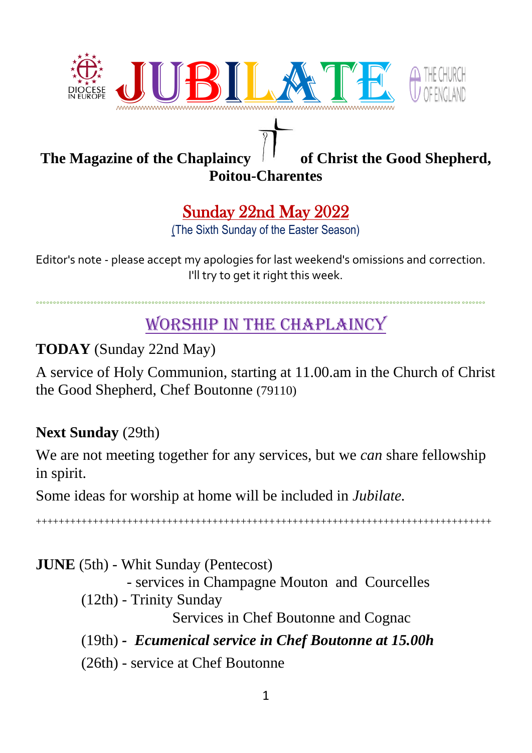# JUBILATE

DIOCESE IN EUROPE — THE CHURCH OF ENGLAND

**The Magazine of the Chaplaincy of Christ the Good Shepherd, Poitou-Charentes**

## Sunday 22nd May 2022

(The Sixth Sunday of the Easter Season)

Editor's note - please accept my apologies for last weekend's omissions and correction. I'll try to get it right this week.

## WORSHIP IN THE CHAPLAINCY

**TODAY** (Sunday 22nd May)

A service of Holy Communion, starting at 11.00.am in the Church of Christ the Good Shepherd, Chef Boutonne (79110)

**Next Sunday** (29th)

We are not meeting together for any services, but we *can* share fellowship in spirit.

Some ideas for worship at home will be included in *Jubilate.*

++++++++++++++++++++++++++++++++++++++++++++++++++++++++++++++++++++++++++++++++++

**JUNE** (5th) - Whit Sunday (Pentecost)
- services in Champagne Mouton and Courcelles

(12th) - Trinity Sunday
Services in Chef Boutonne and Cognac

(19th) - ***Ecumenical service in Chef Boutonne at 15.00h***

(26th) - service at Chef Boutonne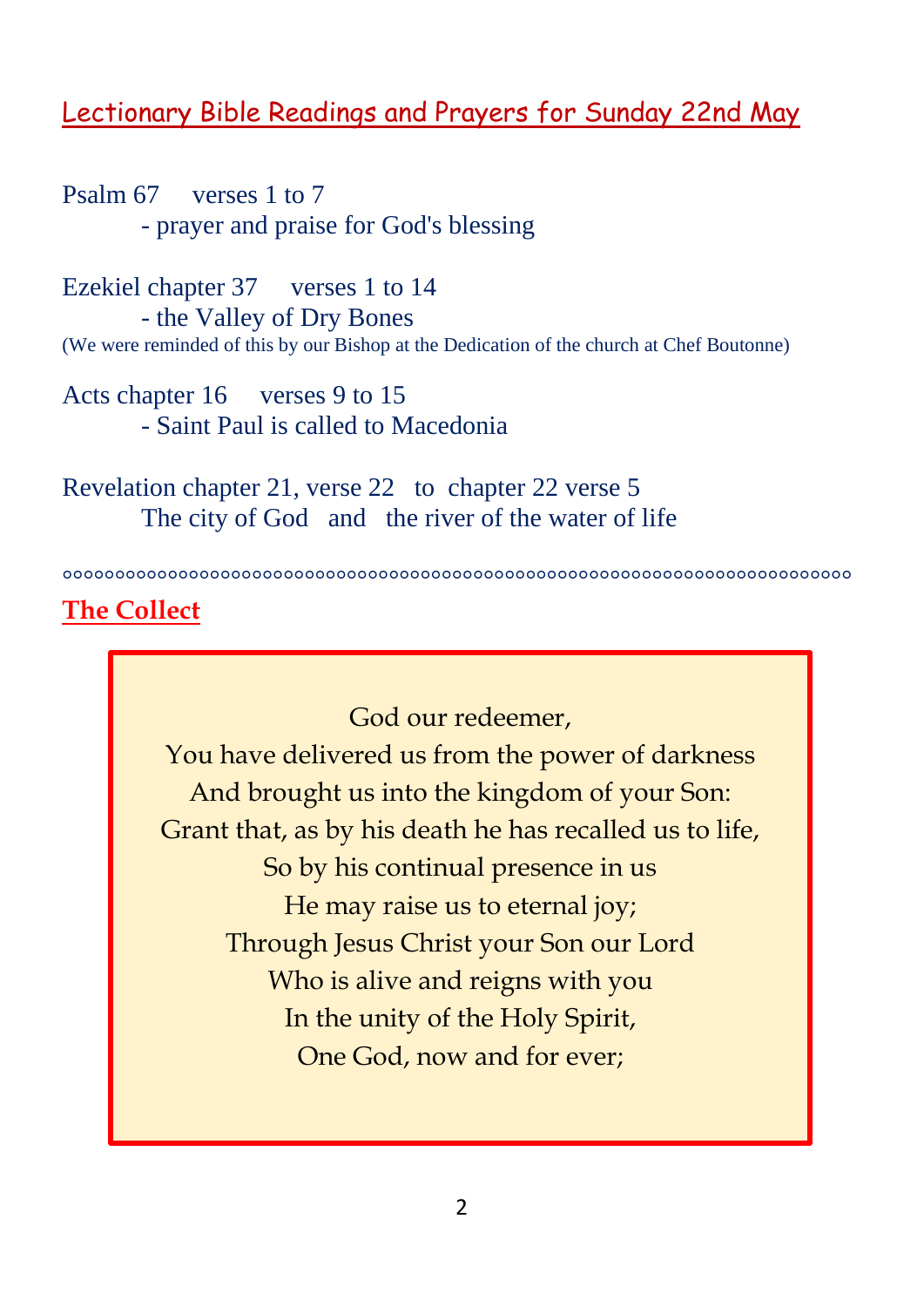## Lectionary Bible Readings and Prayers for Sunday 22nd May

Psalm 67 verses 1 to 7
- prayer and praise for God's blessing

Ezekiel chapter 37 verses 1 to 14
- the Valley of Dry Bones

(We were reminded of this by our Bishop at the Dedication of the church at Chef Boutonne)

Acts chapter 16 verses 9 to 15
- Saint Paul is called to Macedonia

Revelation chapter 21, verse 22 to chapter 22 verse 5
The city of God and the river of the water of life

°°°°°°°°°°°°°°°°°°°°°°°°°°°°°°°°°°°°°°°°°°°°°°°°°°°°°°°°°°°°°°°°°°°°

## The Collect

God our redeemer,
You have delivered us from the power of darkness
And brought us into the kingdom of your Son:
Grant that, as by his death he has recalled us to life,
So by his continual presence in us
He may raise us to eternal joy;
Through Jesus Christ your Son our Lord
Who is alive and reigns with you
In the unity of the Holy Spirit,
One God, now and for ever;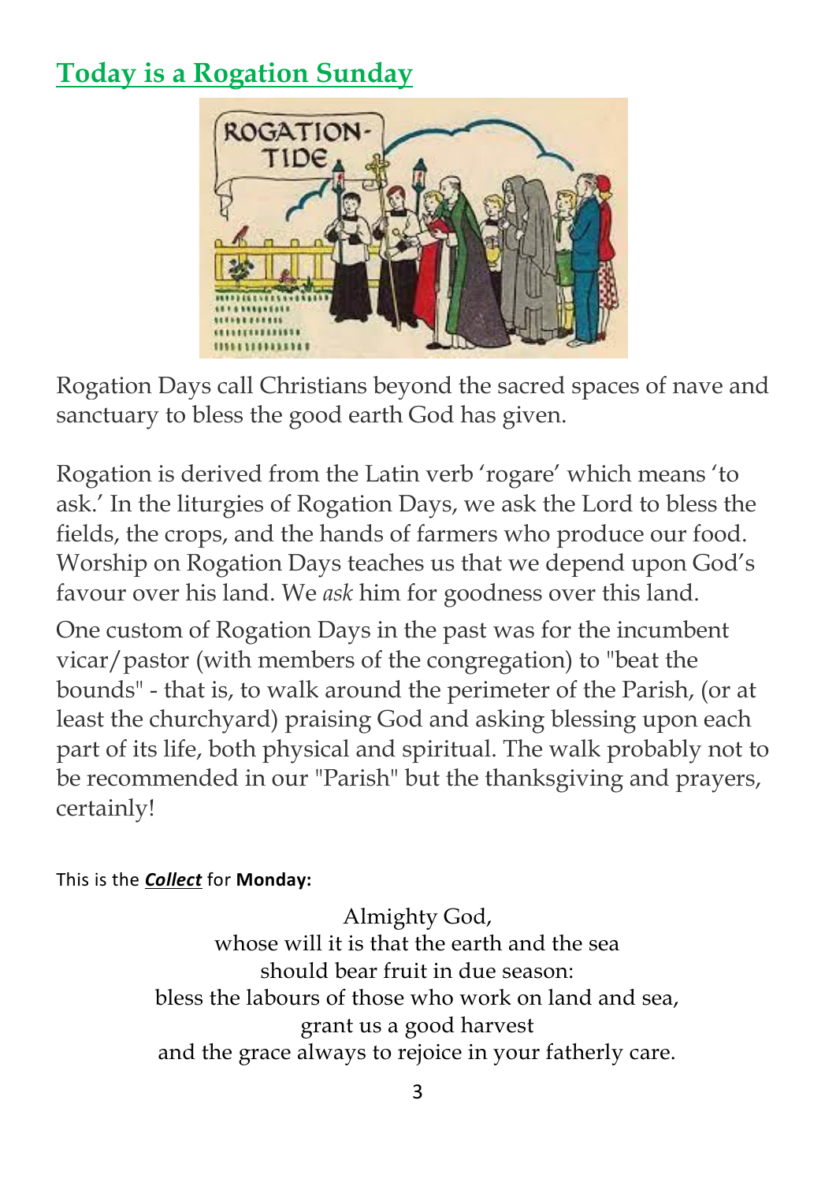## Today is a Rogation Sunday

Rogation Days call Christians beyond the sacred spaces of nave and sanctuary to bless the good earth God has given.

Rogation is derived from the Latin verb 'rogare' which means 'to ask.' In the liturgies of Rogation Days, we ask the Lord to bless the fields, the crops, and the hands of farmers who produce our food. Worship on Rogation Days teaches us that we depend upon God's favour over his land. We *ask* him for goodness over this land.

One custom of Rogation Days in the past was for the incumbent vicar/pastor (with members of the congregation) to "beat the bounds" - that is, to walk around the perimeter of the Parish, (or at least the churchyard) praising God and asking blessing upon each part of its life, both physical and spiritual. The walk probably not to be recommended in our "Parish" but the thanksgiving and prayers, certainly!

This is the ***Collect*** for **Monday:**

Almighty God,
whose will it is that the earth and the sea
should bear fruit in due season:
bless the labours of those who work on land and sea,
grant us a good harvest
and the grace always to rejoice in your fatherly care.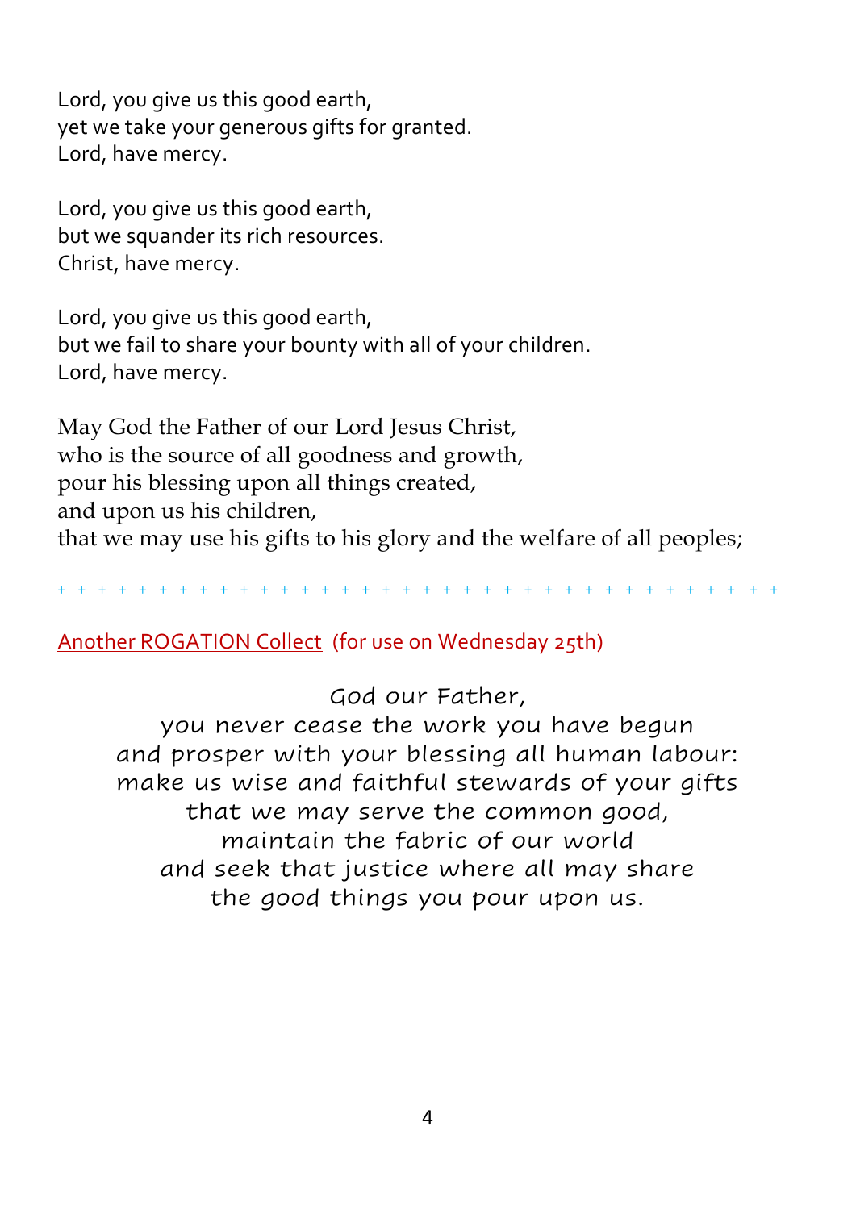Lord, you give us this good earth,
yet we take your generous gifts for granted.
Lord, have mercy.

Lord, you give us this good earth,
but we squander its rich resources.
Christ, have mercy.

Lord, you give us this good earth,
but we fail to share your bounty with all of your children.
Lord, have mercy.

May God the Father of our Lord Jesus Christ,
who is the source of all goodness and growth,
pour his blessing upon all things created,
and upon us his children,
that we may use his gifts to his glory and the welfare of all peoples;

+ + + + + + + + + + + + + + + + + + + + + + + + + + + + + + + + + + + + +

Another ROGATION Collect (for use on Wednesday 25th)

God our Father,
you never cease the work you have begun
and prosper with your blessing all human labour:
make us wise and faithful stewards of your gifts
that we may serve the common good,
maintain the fabric of our world
and seek that justice where all may share
the good things you pour upon us.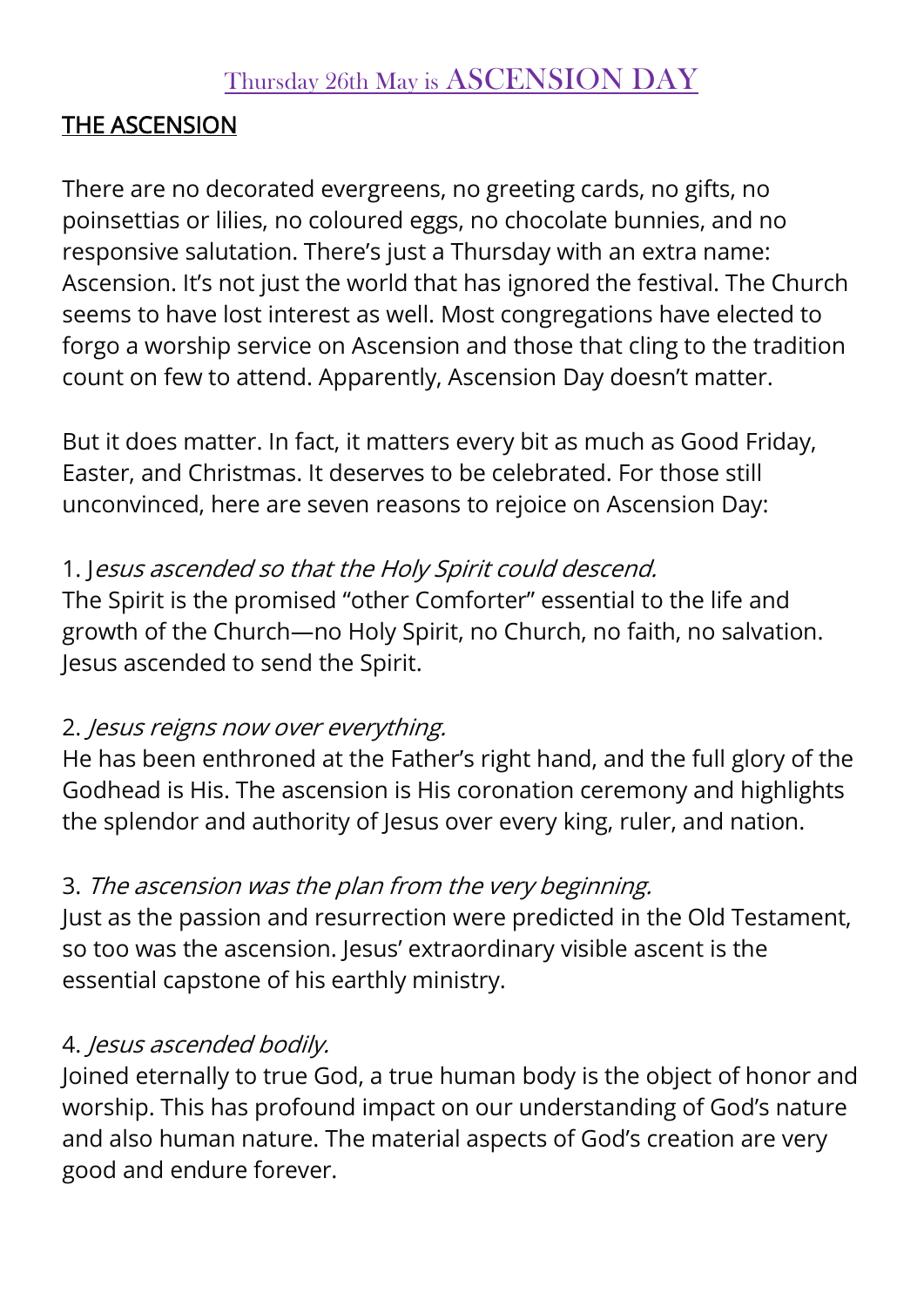## Thursday 26th May is ASCENSION DAY

**THE ASCENSION**

There are no decorated evergreens, no greeting cards, no gifts, no poinsettias or lilies, no coloured eggs, no chocolate bunnies, and no responsive salutation. There's just a Thursday with an extra name: Ascension. It's not just the world that has ignored the festival. The Church seems to have lost interest as well. Most congregations have elected to forgo a worship service on Ascension and those that cling to the tradition count on few to attend. Apparently, Ascension Day doesn't matter.

But it does matter. In fact, it matters every bit as much as Good Friday, Easter, and Christmas. It deserves to be celebrated. For those still unconvinced, here are seven reasons to rejoice on Ascension Day:

1. *Jesus ascended so that the Holy Spirit could descend.*
The Spirit is the promised "other Comforter" essential to the life and growth of the Church—no Holy Spirit, no Church, no faith, no salvation. Jesus ascended to send the Spirit.

2. *Jesus reigns now over everything.*
He has been enthroned at the Father's right hand, and the full glory of the Godhead is His. The ascension is His coronation ceremony and highlights the splendor and authority of Jesus over every king, ruler, and nation.

3. *The ascension was the plan from the very beginning.*
Just as the passion and resurrection were predicted in the Old Testament, so too was the ascension. Jesus' extraordinary visible ascent is the essential capstone of his earthly ministry.

4. *Jesus ascended bodily.*
Joined eternally to true God, a true human body is the object of honor and worship. This has profound impact on our understanding of God's nature and also human nature. The material aspects of God's creation are very good and endure forever.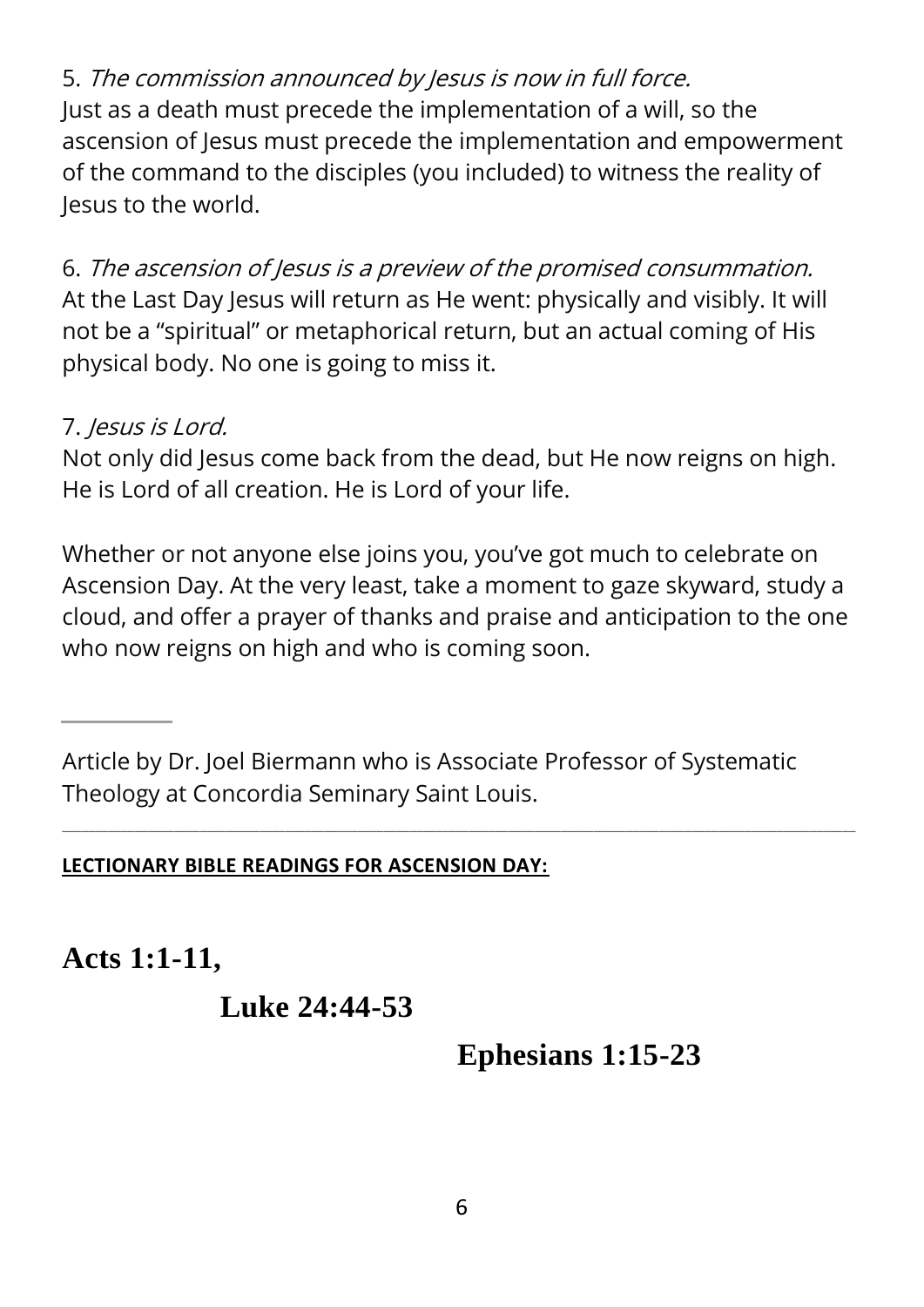5. *The commission announced by Jesus is now in full force.*
Just as a death must precede the implementation of a will, so the ascension of Jesus must precede the implementation and empowerment of the command to the disciples (you included) to witness the reality of Jesus to the world.

6. *The ascension of Jesus is a preview of the promised consummation.*
At the Last Day Jesus will return as He went: physically and visibly. It will not be a "spiritual" or metaphorical return, but an actual coming of His physical body. No one is going to miss it.

7. *Jesus is Lord.*
Not only did Jesus come back from the dead, but He now reigns on high. He is Lord of all creation. He is Lord of your life.

Whether or not anyone else joins you, you've got much to celebrate on Ascension Day. At the very least, take a moment to gaze skyward, study a cloud, and offer a prayer of thanks and praise and anticipation to the one who now reigns on high and who is coming soon.

---

Article by Dr. Joel Biermann who is Associate Professor of Systematic Theology at Concordia Seminary Saint Louis.

---

**LECTIONARY BIBLE READINGS FOR ASCENSION DAY:**

**Acts 1:1-11,**

**Luke 24:44-53**

**Ephesians 1:15-23**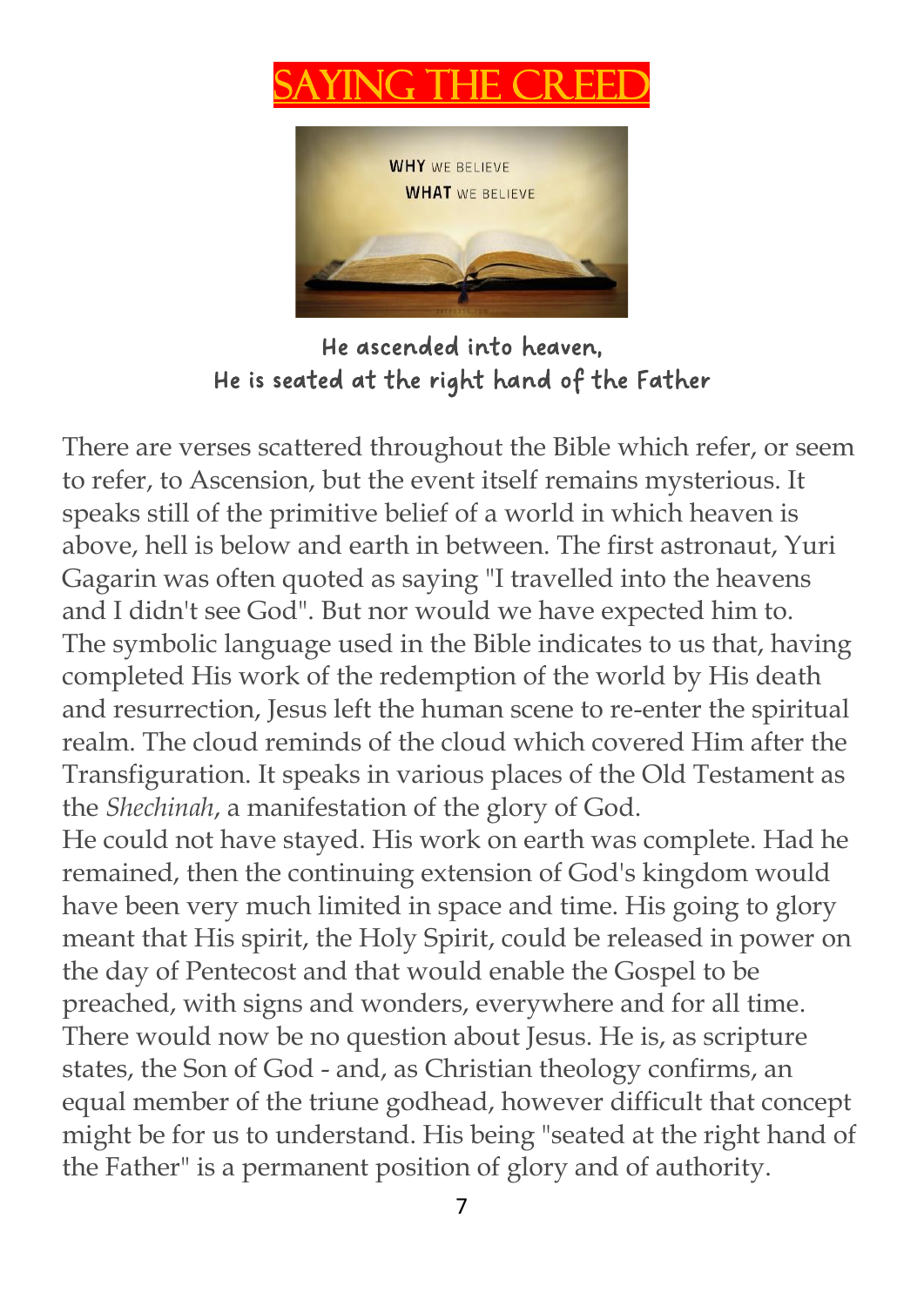# SAYING THE CREED

**He ascended into heaven,**
**He is seated at the right hand of the Father**

There are verses scattered throughout the Bible which refer, or seem to refer, to Ascension, but the event itself remains mysterious. It speaks still of the primitive belief of a world in which heaven is above, hell is below and earth in between. The first astronaut, Yuri Gagarin was often quoted as saying "I travelled into the heavens and I didn't see God". But nor would we have expected him to. The symbolic language used in the Bible indicates to us that, having completed His work of the redemption of the world by His death and resurrection, Jesus left the human scene to re-enter the spiritual realm. The cloud reminds of the cloud which covered Him after the Transfiguration. It speaks in various places of the Old Testament as the *Shechinah*, a manifestation of the glory of God.

He could not have stayed. His work on earth was complete. Had he remained, then the continuing extension of God's kingdom would have been very much limited in space and time. His going to glory meant that His spirit, the Holy Spirit, could be released in power on the day of Pentecost and that would enable the Gospel to be preached, with signs and wonders, everywhere and for all time. There would now be no question about Jesus. He is, as scripture states, the Son of God - and, as Christian theology confirms, an equal member of the triune godhead, however difficult that concept might be for us to understand. His being "seated at the right hand of the Father" is a permanent position of glory and of authority.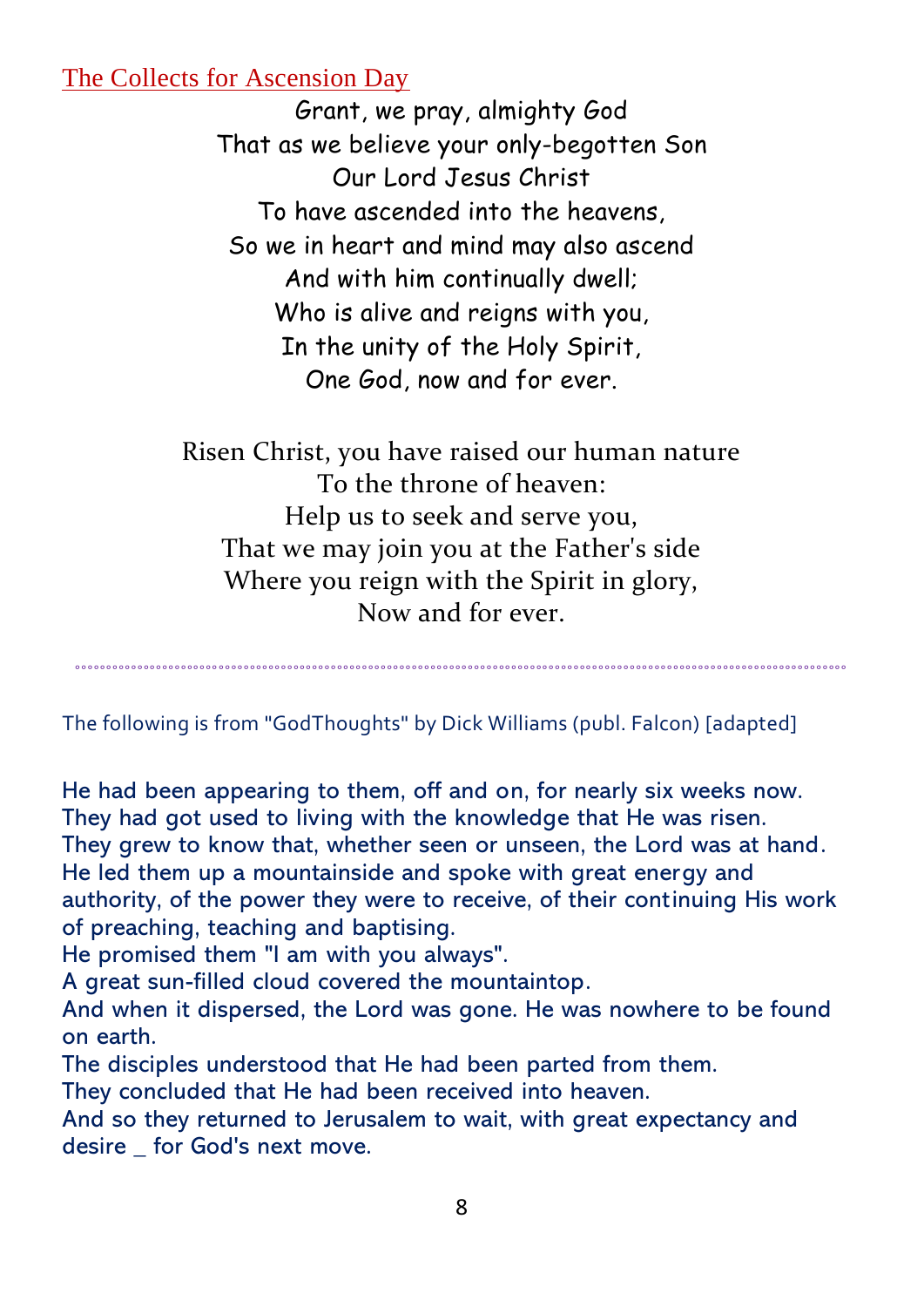## The Collects for Ascension Day

Grant, we pray, almighty God  
That as we believe your only-begotten Son  
Our Lord Jesus Christ  
To have ascended into the heavens,  
So we in heart and mind may also ascend  
And with him continually dwell;  
Who is alive and reigns with you,  
In the unity of the Holy Spirit,  
One God, now and for ever.

Risen Christ, you have raised our human nature  
To the throne of heaven:  
Help us to seek and serve you,  
That we may join you at the Father's side  
Where you reign with the Spirit in glory,  
Now and for ever.

---

The following is from "GodThoughts" by Dick Williams (publ. Falcon) [adapted]

He had been appearing to them, off and on, for nearly six weeks now.  
They had got used to living with the knowledge that He was risen.  
They grew to know that, whether seen or unseen, the Lord was at hand.  
He led them up a mountainside and spoke with great energy and authority, of the power they were to receive, of their continuing His work of preaching, teaching and baptising.  
He promised them "I am with you always".  
A great sun-filled cloud covered the mountaintop.  
And when it dispersed, the Lord was gone. He was nowhere to be found on earth.  
The disciples understood that He had been parted from them.  
They concluded that He had been received into heaven.  
And so they returned to Jerusalem to wait, with great expectancy and desire _ for God's next move.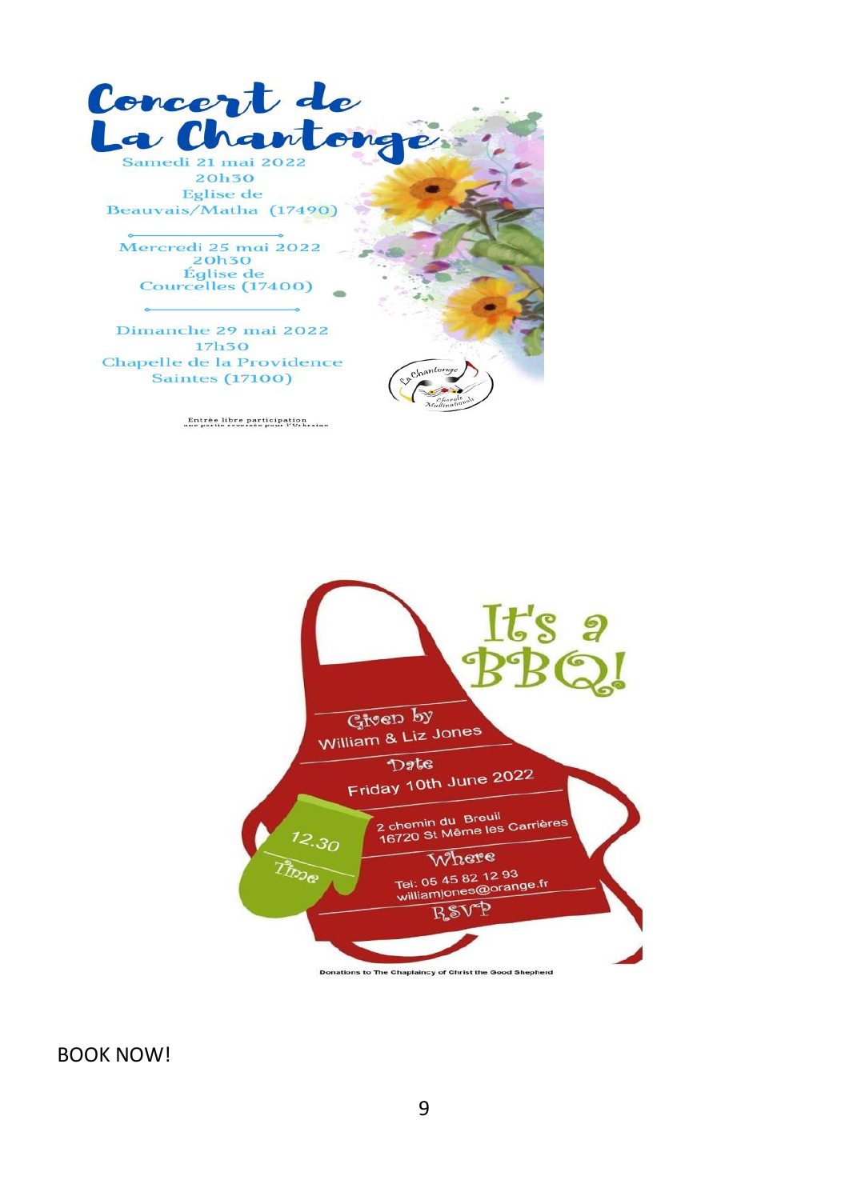# Concert de La Chantonge

Samedi 21 mai 2022
20h30
Eglise de
Beauvais/Matha (17490)

Mercredi 25 mai 2022
20h30
Église de
Courcelles (17400)

Dimanche 29 mai 2022
17h30
Chapelle de la Providence
Saintes (17100)

La Chantonge
Chorale Multinationale

Entrée libre participation
une partie reversée pour l'Ukraine

# It's a BBQ!

Given by
William & Liz Jones

Date
Friday 10th June 2022

2 chemin du Breuil
16720 St Même les Carrières

Where

Tel: 05 45 82 12 93
williamjones@orange.fr

RSVP

12.30
Time

Donations to The Chaplaincy of Christ the Good Shepherd

BOOK NOW!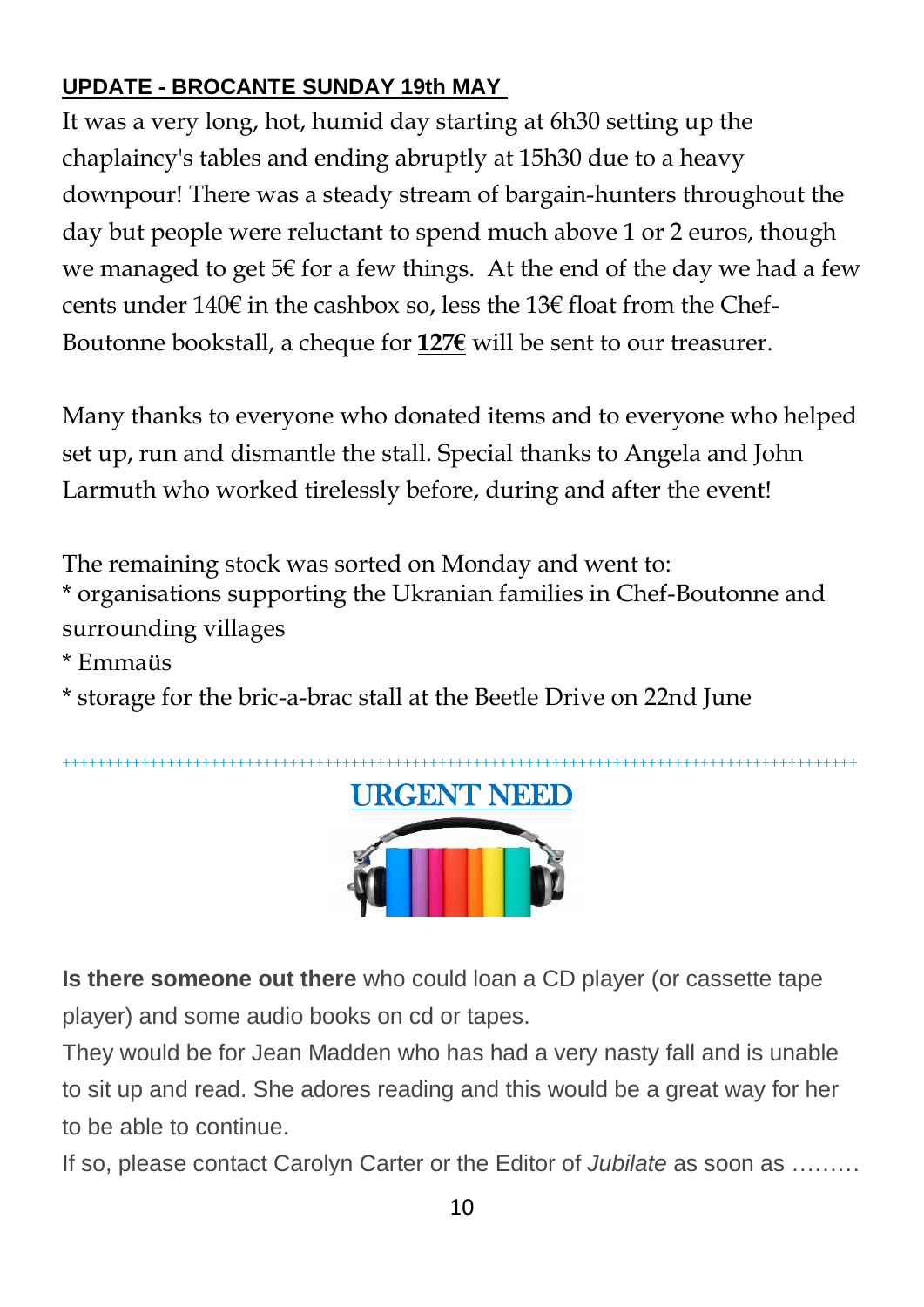## UPDATE - BROCANTE SUNDAY 19th MAY

It was a very long, hot, humid day starting at 6h30 setting up the chaplaincy's tables and ending abruptly at 15h30 due to a heavy downpour! There was a steady stream of bargain-hunters throughout the day but people were reluctant to spend much above 1 or 2 euros, though we managed to get 5€ for a few things. At the end of the day we had a few cents under 140€ in the cashbox so, less the 13€ float from the Chef-Boutonne bookstall, a cheque for **127€** will be sent to our treasurer.

Many thanks to everyone who donated items and to everyone who helped set up, run and dismantle the stall. Special thanks to Angela and John Larmuth who worked tirelessly before, during and after the event!

The remaining stock was sorted on Monday and went to:

* organisations supporting the Ukranian families in Chef-Boutonne and surrounding villages
* Emmaüs
* storage for the bric-a-brac stall at the Beetle Drive on 22nd June

++++++++++++++++++++++++++++++++++++++++++++++++++++++++++++++++++++++++++++++++++++++++++++

## URGENT NEED

**Is there someone out there** who could loan a CD player (or cassette tape player) and some audio books on cd or tapes.

They would be for Jean Madden who has had a very nasty fall and is unable to sit up and read. She adores reading and this would be a great way for her to be able to continue.

If so, please contact Carolyn Carter or the Editor of *Jubilate* as soon as ………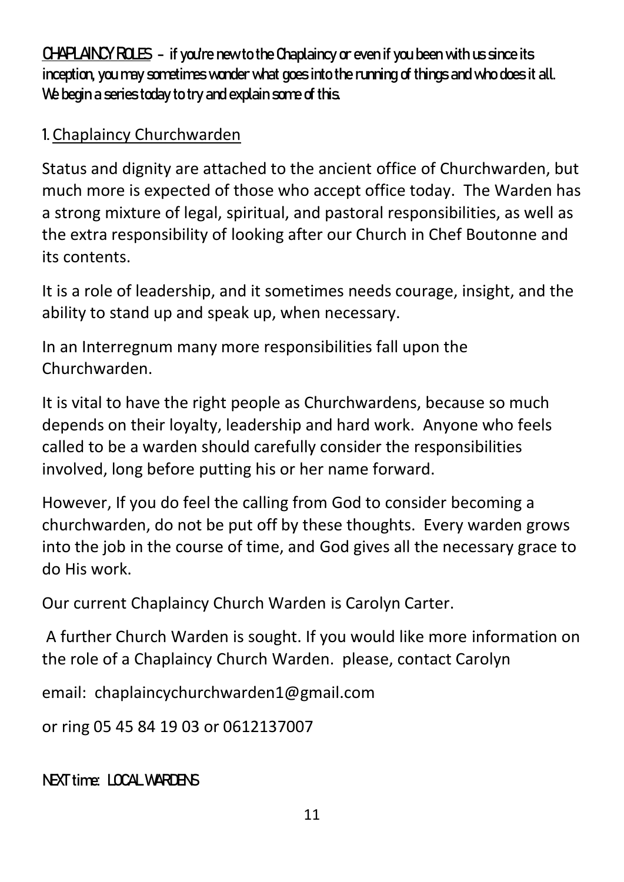**CHAPLAINCY ROLES** - if you're new to the Chaplaincy or even if you been with us since its inception, you may sometimes wonder what goes into the running of things and who does it all. We begin a series today to try and explain some of this.

## 1. Chaplaincy Churchwarden

Status and dignity are attached to the ancient office of Churchwarden, but much more is expected of those who accept office today. The Warden has a strong mixture of legal, spiritual, and pastoral responsibilities, as well as the extra responsibility of looking after our Church in Chef Boutonne and its contents.

It is a role of leadership, and it sometimes needs courage, insight, and the ability to stand up and speak up, when necessary.

In an Interregnum many more responsibilities fall upon the Churchwarden.

It is vital to have the right people as Churchwardens, because so much depends on their loyalty, leadership and hard work. Anyone who feels called to be a warden should carefully consider the responsibilities involved, long before putting his or her name forward.

However, If you do feel the calling from God to consider becoming a churchwarden, do not be put off by these thoughts. Every warden grows into the job in the course of time, and God gives all the necessary grace to do His work.

Our current Chaplaincy Church Warden is Carolyn Carter.

A further Church Warden is sought. If you would like more information on the role of a Chaplaincy Church Warden. please, contact Carolyn

email: chaplaincychurchwarden1@gmail.com

or ring 05 45 84 19 03 or 0612137007

NEXT time: LOCAL WARDENS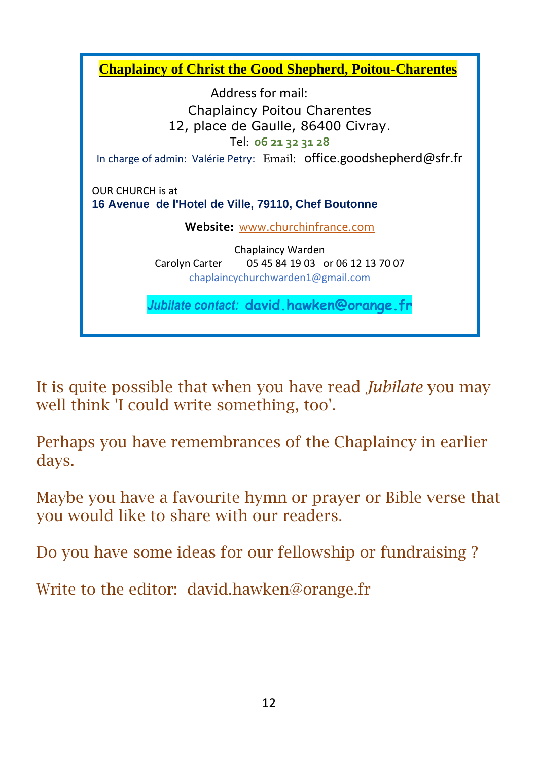**Chaplaincy of Christ the Good Shepherd, Poitou-Charentes**

Address for mail:

Chaplaincy Poitou Charentes

12, place de Gaulle, 86400 Civray.

Tel: **06 21 32 31 28**

In charge of admin: Valérie Petry: Email: office.goodshepherd@sfr.fr

OUR CHURCH is at

**16 Avenue de l'Hotel de Ville, 79110, Chef Boutonne**

**Website:** www.churchinfrance.com

Chaplaincy Warden

Carolyn Carter 05 45 84 19 03 or 06 12 13 70 07

chaplaincychurchwarden1@gmail.com

*Jubilate contact:* **david.hawken@orange.fr**

It is quite possible that when you have read *Jubilate* you may well think 'I could write something, too'.

Perhaps you have remembrances of the Chaplaincy in earlier days.

Maybe you have a favourite hymn or prayer or Bible verse that you would like to share with our readers.

Do you have some ideas for our fellowship or fundraising ?

Write to the editor: david.hawken@orange.fr